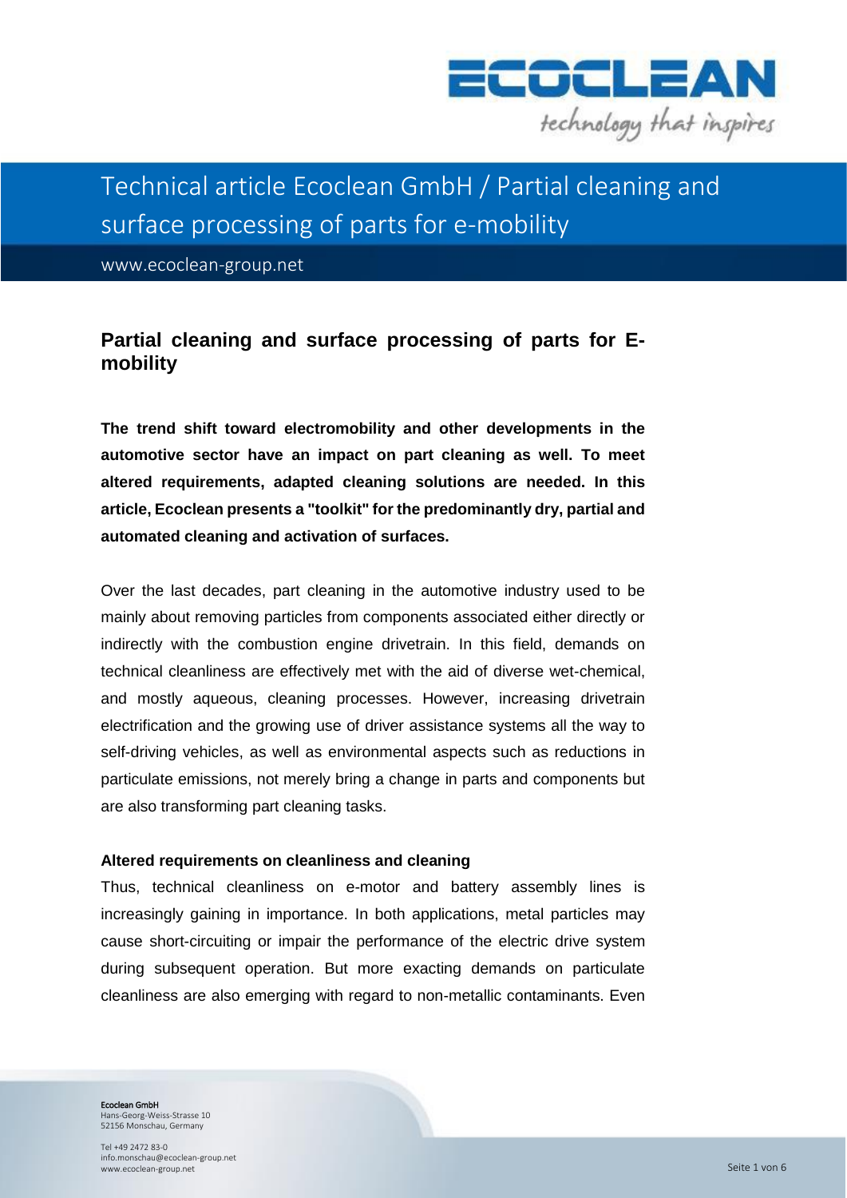# Technical article Ecoclean GmbH / Partial cleaning and surface processing of parts for e-mobility

www.ecoclean-group.net

## Partial cleaning and surface processing of parts for E-mobility

**The trend shift toward electromobility and other developments in the automotive sector have an impact on part cleaning as well. To meet altered requirements, adapted cleaning solutions are needed. In this article, Ecoclean presents a "toolkit" for the predominantly dry, partial and automated cleaning and activation of surfaces.**

Over the last decades, part cleaning in the automotive industry used to be mainly about removing particles from components associated either directly or indirectly with the combustion engine drivetrain. In this field, demands on technical cleanliness are effectively met with the aid of diverse wet-chemical, and mostly aqueous, cleaning processes. However, increasing drivetrain electrification and the growing use of driver assistance systems all the way to self-driving vehicles, as well as environmental aspects such as reductions in particulate emissions, not merely bring a change in parts and components but are also transforming part cleaning tasks.

### Altered requirements on cleanliness and cleaning

Thus, technical cleanliness on e-motor and battery assembly lines is increasingly gaining in importance. In both applications, metal particles may cause short-circuiting or impair the performance of the electric drive system during subsequent operation. But more exacting demands on particulate cleanliness are also emerging with regard to non-metallic contaminants. Even

Ecoclean GmbH
Hans-Georg-Weiss-Strasse 10
52156 Monschau, Germany

Tel +49 2472 83-0
info.monschau@ecoclean-group.net
www.ecoclean-group.net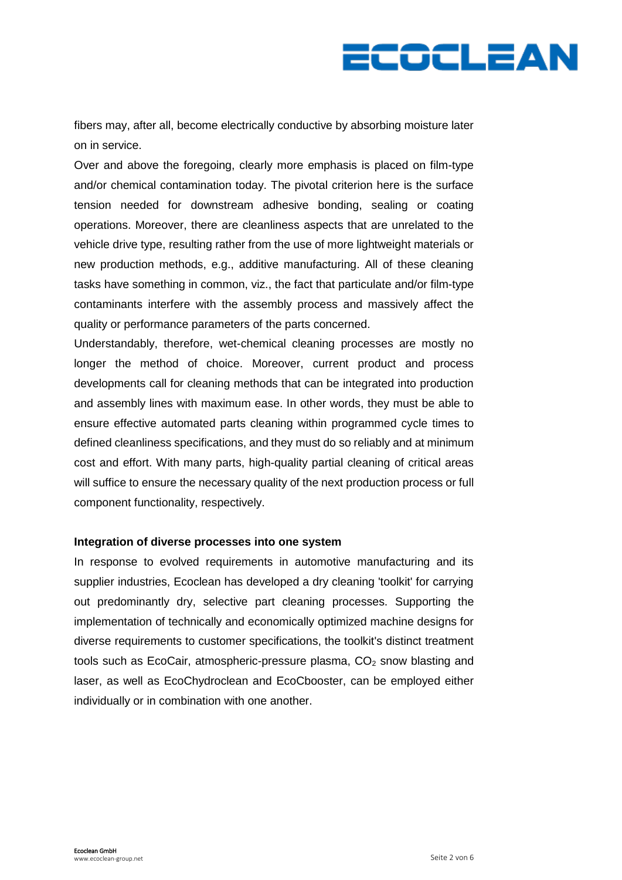fibers may, after all, become electrically conductive by absorbing moisture later on in service.

Over and above the foregoing, clearly more emphasis is placed on film-type and/or chemical contamination today. The pivotal criterion here is the surface tension needed for downstream adhesive bonding, sealing or coating operations. Moreover, there are cleanliness aspects that are unrelated to the vehicle drive type, resulting rather from the use of more lightweight materials or new production methods, e.g., additive manufacturing. All of these cleaning tasks have something in common, viz., the fact that particulate and/or film-type contaminants interfere with the assembly process and massively affect the quality or performance parameters of the parts concerned.

Understandably, therefore, wet-chemical cleaning processes are mostly no longer the method of choice. Moreover, current product and process developments call for cleaning methods that can be integrated into production and assembly lines with maximum ease. In other words, they must be able to ensure effective automated parts cleaning within programmed cycle times to defined cleanliness specifications, and they must do so reliably and at minimum cost and effort. With many parts, high-quality partial cleaning of critical areas will suffice to ensure the necessary quality of the next production process or full component functionality, respectively.

**Integration of diverse processes into one system**

In response to evolved requirements in automotive manufacturing and its supplier industries, Ecoclean has developed a dry cleaning 'toolkit' for carrying out predominantly dry, selective part cleaning processes. Supporting the implementation of technically and economically optimized machine designs for diverse requirements to customer specifications, the toolkit's distinct treatment tools such as EcoCair, atmospheric-pressure plasma, $CO_2$ snow blasting and laser, as well as EcoChydroclean and EcoCbooster, can be employed either individually or in combination with one another.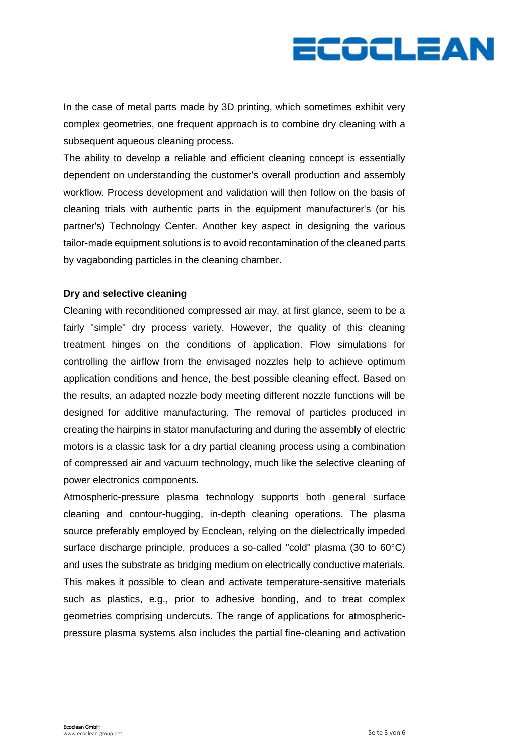In the case of metal parts made by 3D printing, which sometimes exhibit very complex geometries, one frequent approach is to combine dry cleaning with a subsequent aqueous cleaning process.

The ability to develop a reliable and efficient cleaning concept is essentially dependent on understanding the customer's overall production and assembly workflow. Process development and validation will then follow on the basis of cleaning trials with authentic parts in the equipment manufacturer's (or his partner's) Technology Center. Another key aspect in designing the various tailor-made equipment solutions is to avoid recontamination of the cleaned parts by vagabonding particles in the cleaning chamber.

**Dry and selective cleaning**

Cleaning with reconditioned compressed air may, at first glance, seem to be a fairly "simple" dry process variety. However, the quality of this cleaning treatment hinges on the conditions of application. Flow simulations for controlling the airflow from the envisaged nozzles help to achieve optimum application conditions and hence, the best possible cleaning effect. Based on the results, an adapted nozzle body meeting different nozzle functions will be designed for additive manufacturing. The removal of particles produced in creating the hairpins in stator manufacturing and during the assembly of electric motors is a classic task for a dry partial cleaning process using a combination of compressed air and vacuum technology, much like the selective cleaning of power electronics components.

Atmospheric-pressure plasma technology supports both general surface cleaning and contour-hugging, in-depth cleaning operations. The plasma source preferably employed by Ecoclean, relying on the dielectrically impeded surface discharge principle, produces a so-called "cold" plasma (30 to 60°C) and uses the substrate as bridging medium on electrically conductive materials. This makes it possible to clean and activate temperature-sensitive materials such as plastics, e.g., prior to adhesive bonding, and to treat complex geometries comprising undercuts. The range of applications for atmospheric-pressure plasma systems also includes the partial fine-cleaning and activation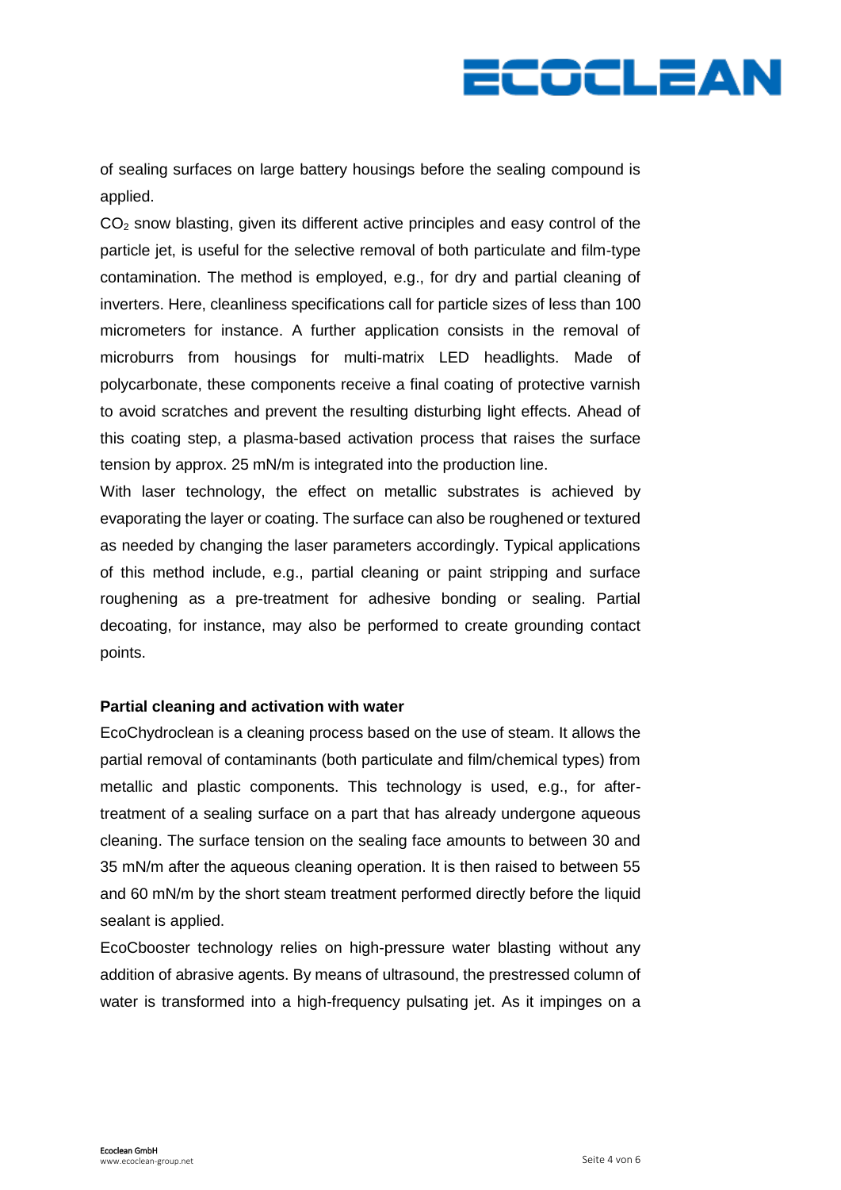of sealing surfaces on large battery housings before the sealing compound is applied.

$CO_2$ snow blasting, given its different active principles and easy control of the particle jet, is useful for the selective removal of both particulate and film-type contamination. The method is employed, e.g., for dry and partial cleaning of inverters. Here, cleanliness specifications call for particle sizes of less than 100 micrometers for instance. A further application consists in the removal of microburrs from housings for multi-matrix LED headlights. Made of polycarbonate, these components receive a final coating of protective varnish to avoid scratches and prevent the resulting disturbing light effects. Ahead of this coating step, a plasma-based activation process that raises the surface tension by approx. 25 mN/m is integrated into the production line.

With laser technology, the effect on metallic substrates is achieved by evaporating the layer or coating. The surface can also be roughened or textured as needed by changing the laser parameters accordingly. Typical applications of this method include, e.g., partial cleaning or paint stripping and surface roughening as a pre-treatment for adhesive bonding or sealing. Partial decoating, for instance, may also be performed to create grounding contact points.

**Partial cleaning and activation with water**

EcoChydroclean is a cleaning process based on the use of steam. It allows the partial removal of contaminants (both particulate and film/chemical types) from metallic and plastic components. This technology is used, e.g., for after-treatment of a sealing surface on a part that has already undergone aqueous cleaning. The surface tension on the sealing face amounts to between 30 and 35 mN/m after the aqueous cleaning operation. It is then raised to between 55 and 60 mN/m by the short steam treatment performed directly before the liquid sealant is applied.

EcoCbooster technology relies on high-pressure water blasting without any addition of abrasive agents. By means of ultrasound, the prestressed column of water is transformed into a high-frequency pulsating jet. As it impinges on a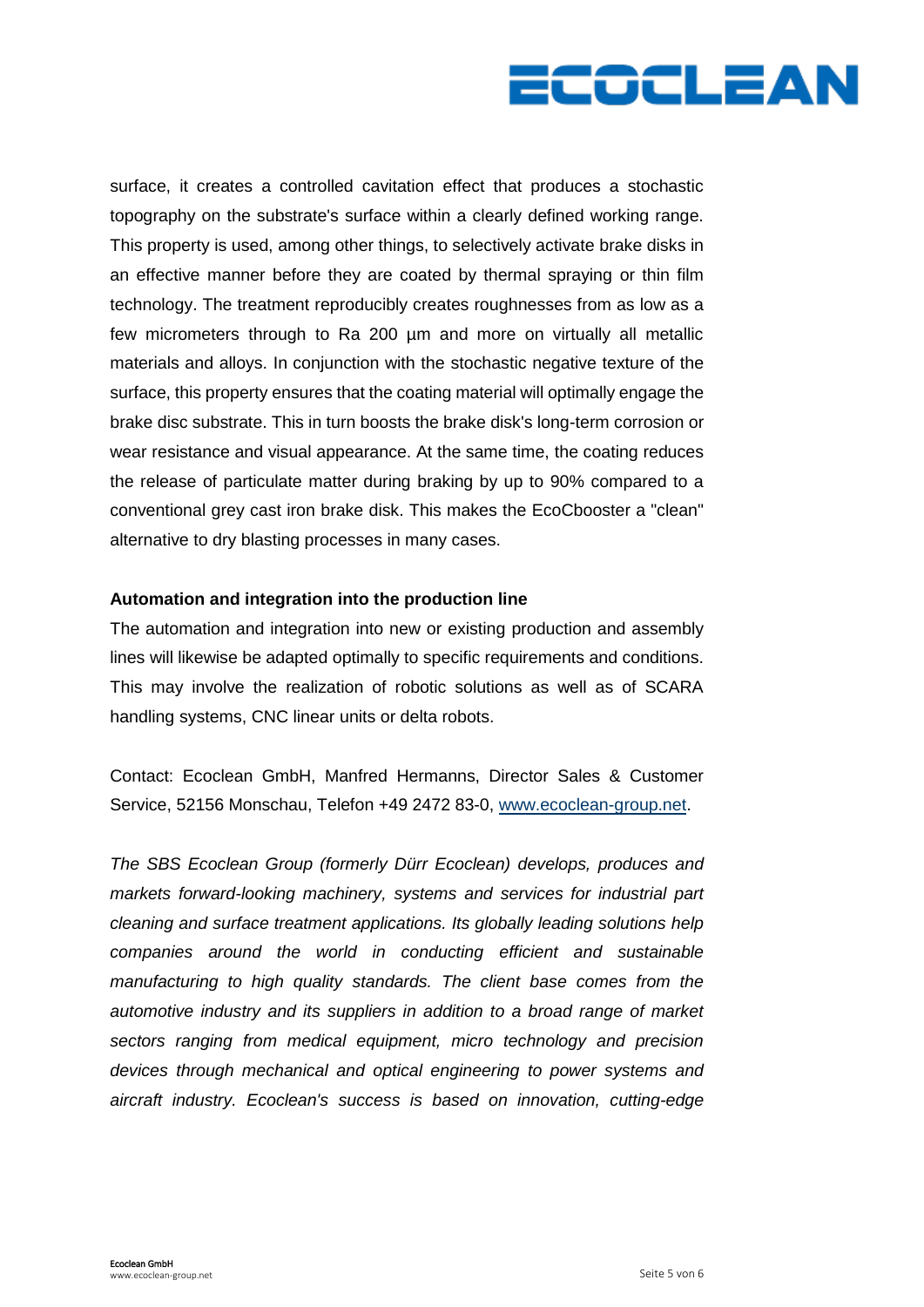surface, it creates a controlled cavitation effect that produces a stochastic topography on the substrate's surface within a clearly defined working range. This property is used, among other things, to selectively activate brake disks in an effective manner before they are coated by thermal spraying or thin film technology. The treatment reproducibly creates roughnesses from as low as a few micrometers through to Ra 200 µm and more on virtually all metallic materials and alloys. In conjunction with the stochastic negative texture of the surface, this property ensures that the coating material will optimally engage the brake disc substrate. This in turn boosts the brake disk's long-term corrosion or wear resistance and visual appearance. At the same time, the coating reduces the release of particulate matter during braking by up to 90% compared to a conventional grey cast iron brake disk. This makes the EcoCbooster a "clean" alternative to dry blasting processes in many cases.

**Automation and integration into the production line**

The automation and integration into new or existing production and assembly lines will likewise be adapted optimally to specific requirements and conditions. This may involve the realization of robotic solutions as well as of SCARA handling systems, CNC linear units or delta robots.

Contact: Ecoclean GmbH, Manfred Hermanns, Director Sales & Customer Service, 52156 Monschau, Telefon +49 2472 83-0, [www.ecoclean-group.net](http://www.ecoclean-group.net).

*The SBS Ecoclean Group (formerly Dürr Ecoclean) develops, produces and markets forward-looking machinery, systems and services for industrial part cleaning and surface treatment applications. Its globally leading solutions help companies around the world in conducting efficient and sustainable manufacturing to high quality standards. The client base comes from the automotive industry and its suppliers in addition to a broad range of market sectors ranging from medical equipment, micro technology and precision devices through mechanical and optical engineering to power systems and aircraft industry. Ecoclean's success is based on innovation, cutting-edge*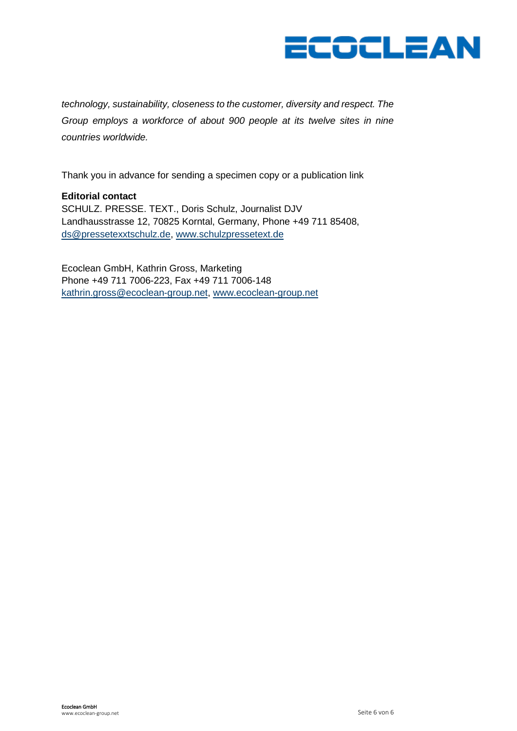*technology, sustainability, closeness to the customer, diversity and respect. The Group employs a workforce of about 900 people at its twelve sites in nine countries worldwide.*

Thank you in advance for sending a specimen copy or a publication link

**Editorial contact**
SCHULZ. PRESSE. TEXT., Doris Schulz, Journalist DJV
Landhausstrasse 12, 70825 Korntal, Germany, Phone +49 711 85408,
ds@pressetexxtschulz.de, www.schulzpressetext.de

Ecoclean GmbH, Kathrin Gross, Marketing
Phone +49 711 7006-223, Fax +49 711 7006-148
kathrin.gross@ecoclean-group.net, www.ecoclean-group.net